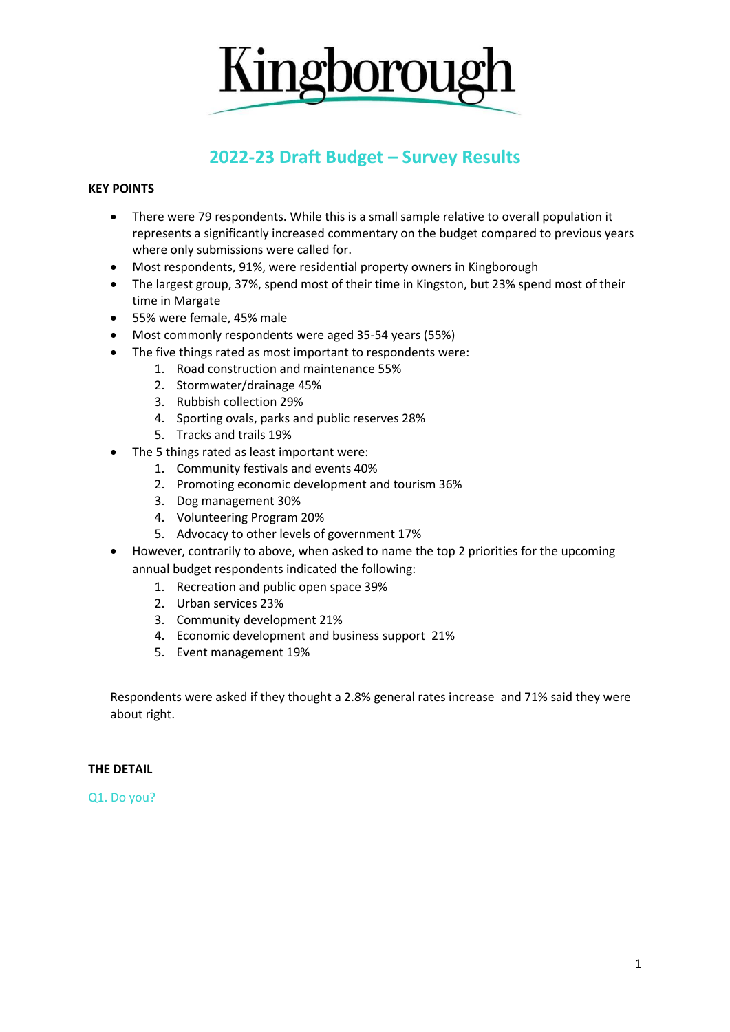Kingborough

# 2022-23 Draft Budget – Survey Results

**KEY POINTS**

- There were 79 respondents. While this is a small sample relative to overall population it represents a significantly increased commentary on the budget compared to previous years where only submissions were called for.
- Most respondents, 91%, were residential property owners in Kingborough
- The largest group, 37%, spend most of their time in Kingston, but 23% spend most of their time in Margate
- 55% were female, 45% male
- Most commonly respondents were aged 35-54 years (55%)
- The five things rated as most important to respondents were:
  1. Road construction and maintenance 55%
  2. Stormwater/drainage 45%
  3. Rubbish collection 29%
  4. Sporting ovals, parks and public reserves 28%
  5. Tracks and trails 19%
- The 5 things rated as least important were:
  1. Community festivals and events 40%
  2. Promoting economic development and tourism 36%
  3. Dog management 30%
  4. Volunteering Program 20%
  5. Advocacy to other levels of government 17%
- However, contrarily to above, when asked to name the top 2 priorities for the upcoming annual budget respondents indicated the following:
  1. Recreation and public open space 39%
  2. Urban services 23%
  3. Community development 21%
  4. Economic development and business support 21%
  5. Event management 19%

Respondents were asked if they thought a 2.8% general rates increase and 71% said they were about right.

**THE DETAIL**

Q1. Do you?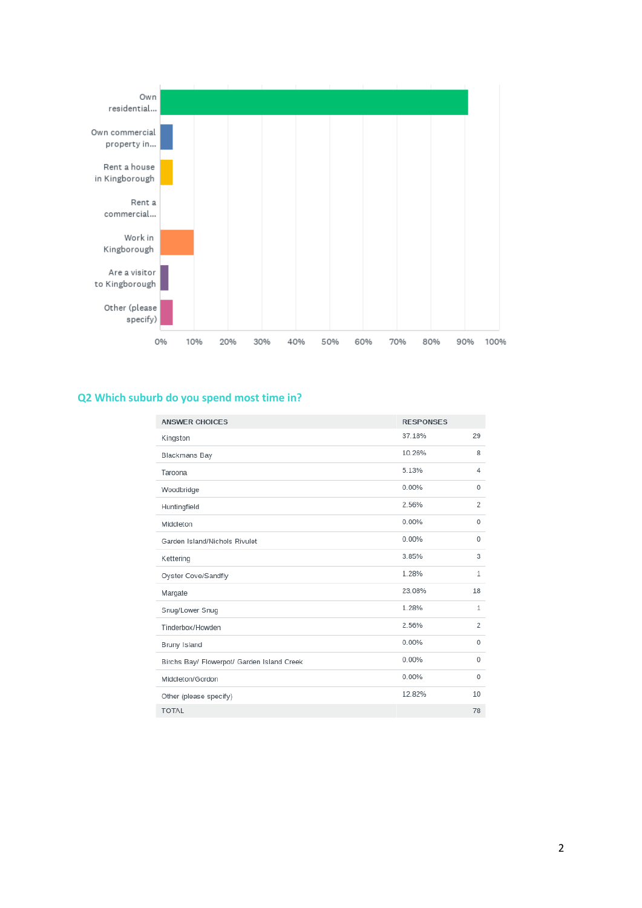Own residential...

Own commercial property in...

Rent a house in Kingborough

Rent a commercial...

Work in Kingborough

Are a visitor to Kingborough

Other (please specify)

0% 10% 20% 30% 40% 50% 60% 70% 80% 90% 100%

## Q2 Which suburb do you spend most time in?

| ANSWER CHOICES | RESPONSES | |
|---|---|---|
| Kingston | 37.18% | 29 |
| Blackmans Bay | 10.26% | 8 |
| Taroona | 5.13% | 4 |
| Woodbridge | 0.00% | 0 |
| Huntingfield | 2.56% | 2 |
| Middleton | 0.00% | 0 |
| Garden Island/Nichols Rivulet | 0.00% | 0 |
| Kettering | 3.85% | 3 |
| Oyster Cove/Sandfly | 1.28% | 1 |
| Margate | 23.08% | 18 |
| Snug/Lower Snug | 1.28% | 1 |
| Tinderbox/Howden | 2.56% | 2 |
| Bruny Island | 0.00% | 0 |
| Birchs Bay/ Flowerpot/ Garden Island Creek | 0.00% | 0 |
| Middleton/Gordon | 0.00% | 0 |
| Other (please specify) | 12.82% | 10 |
| TOTAL | | 78 |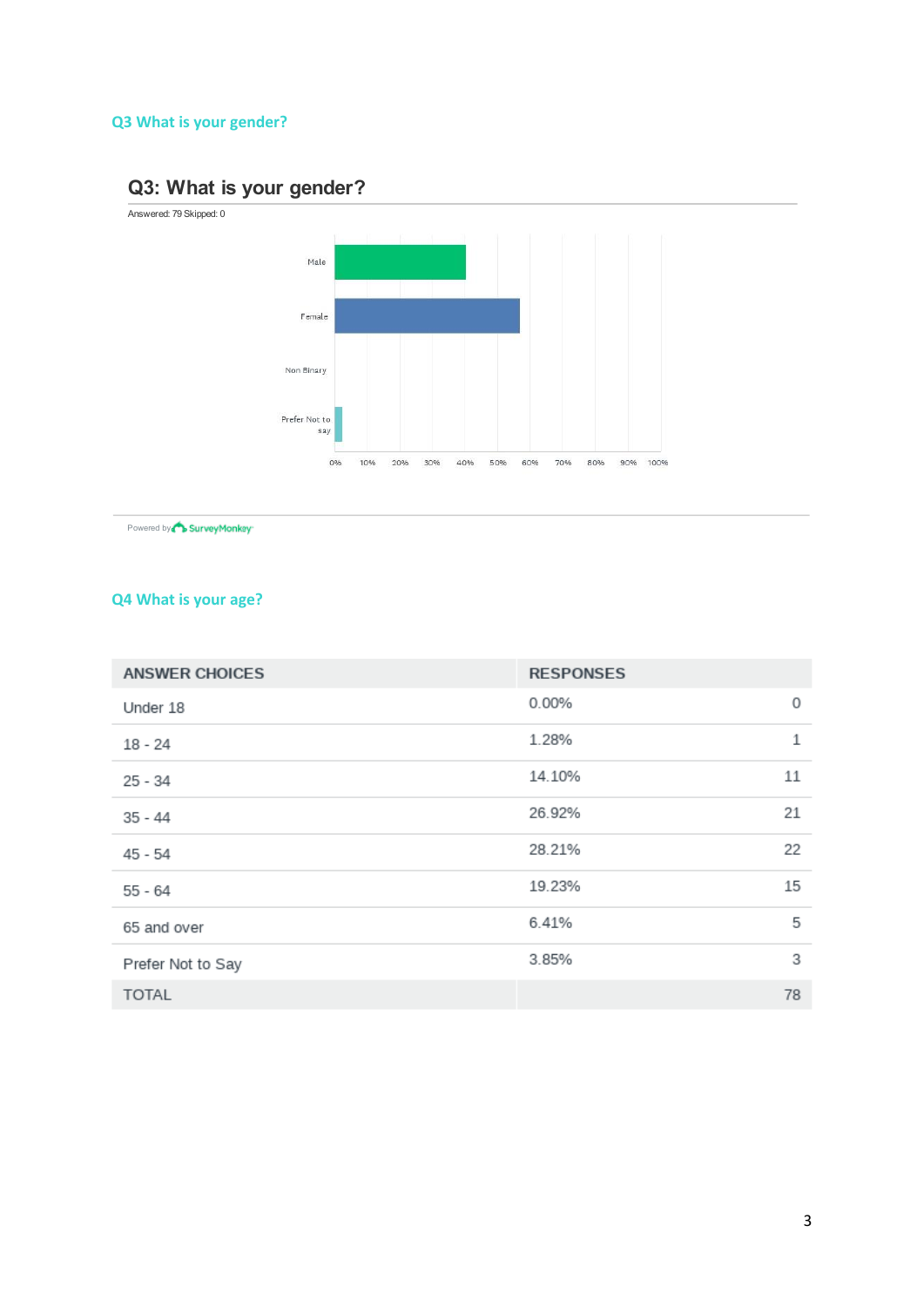## Q3 What is your gender?

### Q3: What is your gender?

Answered: 79 Skipped: 0

Male

Female

Non Binary

Prefer Not to say

0% 10% 20% 30% 40% 50% 60% 70% 80% 90% 100%

Powered by SurveyMonkey

## Q4 What is your age?

| ANSWER CHOICES | RESPONSES | |
|---|---|---|
| Under 18 | 0.00% | 0 |
| 18 - 24 | 1.28% | 1 |
| 25 - 34 | 14.10% | 11 |
| 35 - 44 | 26.92% | 21 |
| 45 - 54 | 28.21% | 22 |
| 55 - 64 | 19.23% | 15 |
| 65 and over | 6.41% | 5 |
| Prefer Not to Say | 3.85% | 3 |
| TOTAL | | 78 |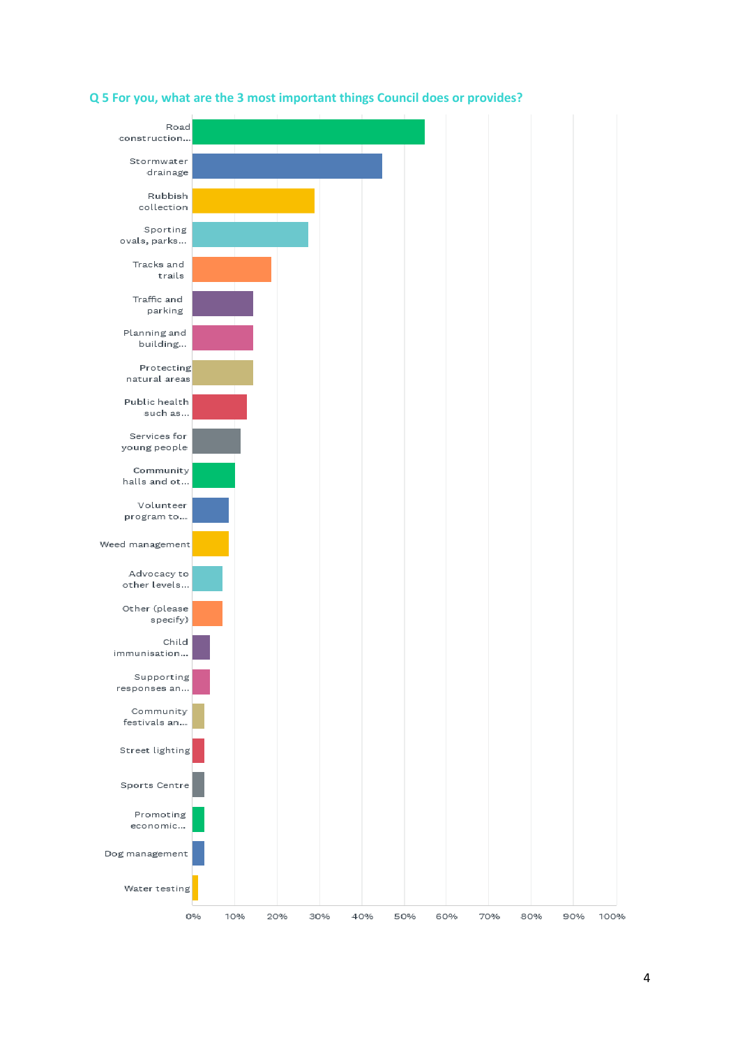## Q 5 For you, what are the 3 most important things Council does or provides?

| Response | Approx. % |
|---|---|
| Road construction... | 55% |
| Stormwater drainage | 45% |
| Rubbish collection | 29% |
| Sporting ovals, parks... | 27% |
| Tracks and trails | 19% |
| Traffic and parking | 14% |
| Planning and building... | 14% |
| Protecting natural areas | 14% |
| Public health such as... | 13% |
| Services for young people | 11% |
| Community halls and ot... | 10% |
| Volunteer program to... | 9% |
| Weed management | 9% |
| Advocacy to other levels... | 7% |
| Other (please specify) | 7% |
| Child immunisation... | 4% |
| Supporting responses an... | 4% |
| Community festivals an... | 3% |
| Street lighting | 3% |
| Sports Centre | 3% |
| Promoting economic... | 3% |
| Dog management | 3% |
| Water testing | 1% |

0% 10% 20% 30% 40% 50% 60% 70% 80% 90% 100%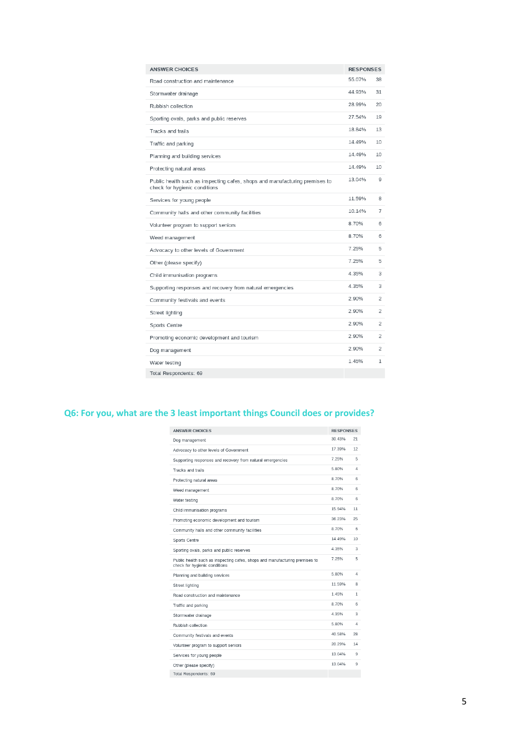| ANSWER CHOICES | RESPONSES | |
|---|---|---|
| Road construction and maintenance | 55.07% | 38 |
| Stormwater drainage | 44.93% | 31 |
| Rubbish collection | 28.99% | 20 |
| Sporting ovals, parks and public reserves | 27.54% | 19 |
| Tracks and trails | 18.84% | 13 |
| Traffic and parking | 14.49% | 10 |
| Planning and building services | 14.49% | 10 |
| Protecting natural areas | 14.49% | 10 |
| Public health such as inspecting cafes, shops and manufacturing premises to check for hygienic conditions | 13.04% | 9 |
| Services for young people | 11.59% | 8 |
| Community halls and other community facilities | 10.14% | 7 |
| Volunteer program to support seniors | 8.70% | 6 |
| Weed management | 8.70% | 6 |
| Advocacy to other levels of Government | 7.25% | 5 |
| Other (please specify) | 7.25% | 5 |
| Child immunisation programs | 4.35% | 3 |
| Supporting responses and recovery from natural emergencies | 4.35% | 3 |
| Community festivals and events | 2.90% | 2 |
| Street lighting | 2.90% | 2 |
| Sports Centre | 2.90% | 2 |
| Promoting economic development and tourism | 2.90% | 2 |
| Dog management | 2.90% | 2 |
| Water testing | 1.45% | 1 |
| Total Respondents: 69 | | |

## Q6: For you, what are the 3 least important things Council does or provides?

| ANSWER CHOICES | RESPONSES | |
|---|---|---|
| Dog management | 30.43% | 21 |
| Advocacy to other levels of Government | 17.39% | 12 |
| Supporting responses and recovery from natural emergencies | 7.25% | 5 |
| Tracks and trails | 5.80% | 4 |
| Protecting natural areas | 8.70% | 6 |
| Weed management | 8.70% | 6 |
| Water testing | 8.70% | 6 |
| Child immunisation programs | 15.94% | 11 |
| Promoting economic development and tourism | 36.23% | 25 |
| Community halls and other community facilities | 8.70% | 6 |
| Sports Centre | 14.49% | 10 |
| Sporting ovals, parks and public reserves | 4.35% | 3 |
| Public health such as inspecting cafes, shops and manufacturing premises to check for hygienic conditions | 7.25% | 5 |
| Planning and building services | 5.80% | 4 |
| Street lighting | 11.59% | 8 |
| Road construction and maintenance | 1.45% | 1 |
| Traffic and parking | 8.70% | 6 |
| Stormwater drainage | 4.35% | 3 |
| Rubbish collection | 5.80% | 4 |
| Community festivals and events | 40.58% | 28 |
| Volunteer program to support seniors | 20.29% | 14 |
| Services for young people | 13.04% | 9 |
| Other (please specify) | 13.04% | 9 |
| Total Respondents: 69 | | |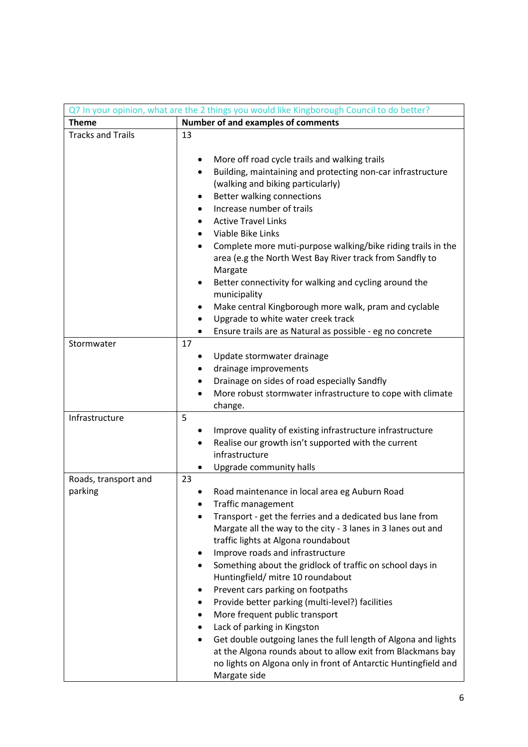| Q7 In your opinion, what are the 2 things you would like Kingborough Council to do better? | |
|---|---|
| **Theme** | **Number of and examples of comments** |
| Tracks and Trails | 13<br><br>• More off road cycle trails and walking trails<br>• Building, maintaining and protecting non-car infrastructure (walking and biking particularly)<br>• Better walking connections<br>• Increase number of trails<br>• Active Travel Links<br>• Viable Bike Links<br>• Complete more muti-purpose walking/bike riding trails in the area (e.g the North West Bay River track from Sandfly to Margate<br>• Better connectivity for walking and cycling around the municipality<br>• Make central Kingborough more walk, pram and cyclable<br>• Upgrade to white water creek track<br>• Ensure trails are as Natural as possible - eg no concrete |
| Stormwater | 17<br>• Update stormwater drainage<br>• drainage improvements<br>• Drainage on sides of road especially Sandfly<br>• More robust stormwater infrastructure to cope with climate change. |
| Infrastructure | 5<br>• Improve quality of existing infrastructure infrastructure<br>• Realise our growth isn't supported with the current infrastructure<br>• Upgrade community halls |
| Roads, transport and parking | 23<br>• Road maintenance in local area eg Auburn Road<br>• Traffic management<br>• Transport - get the ferries and a dedicated bus lane from Margate all the way to the city - 3 lanes in 3 lanes out and traffic lights at Algona roundabout<br>• Improve roads and infrastructure<br>• Something about the gridlock of traffic on school days in Huntingfield/ mitre 10 roundabout<br>• Prevent cars parking on footpaths<br>• Provide better parking (multi-level?) facilities<br>• More frequent public transport<br>• Lack of parking in Kingston<br>• Get double outgoing lanes the full length of Algona and lights at the Algona rounds about to allow exit from Blackmans bay no lights on Algona only in front of Antarctic Huntingfield and Margate side |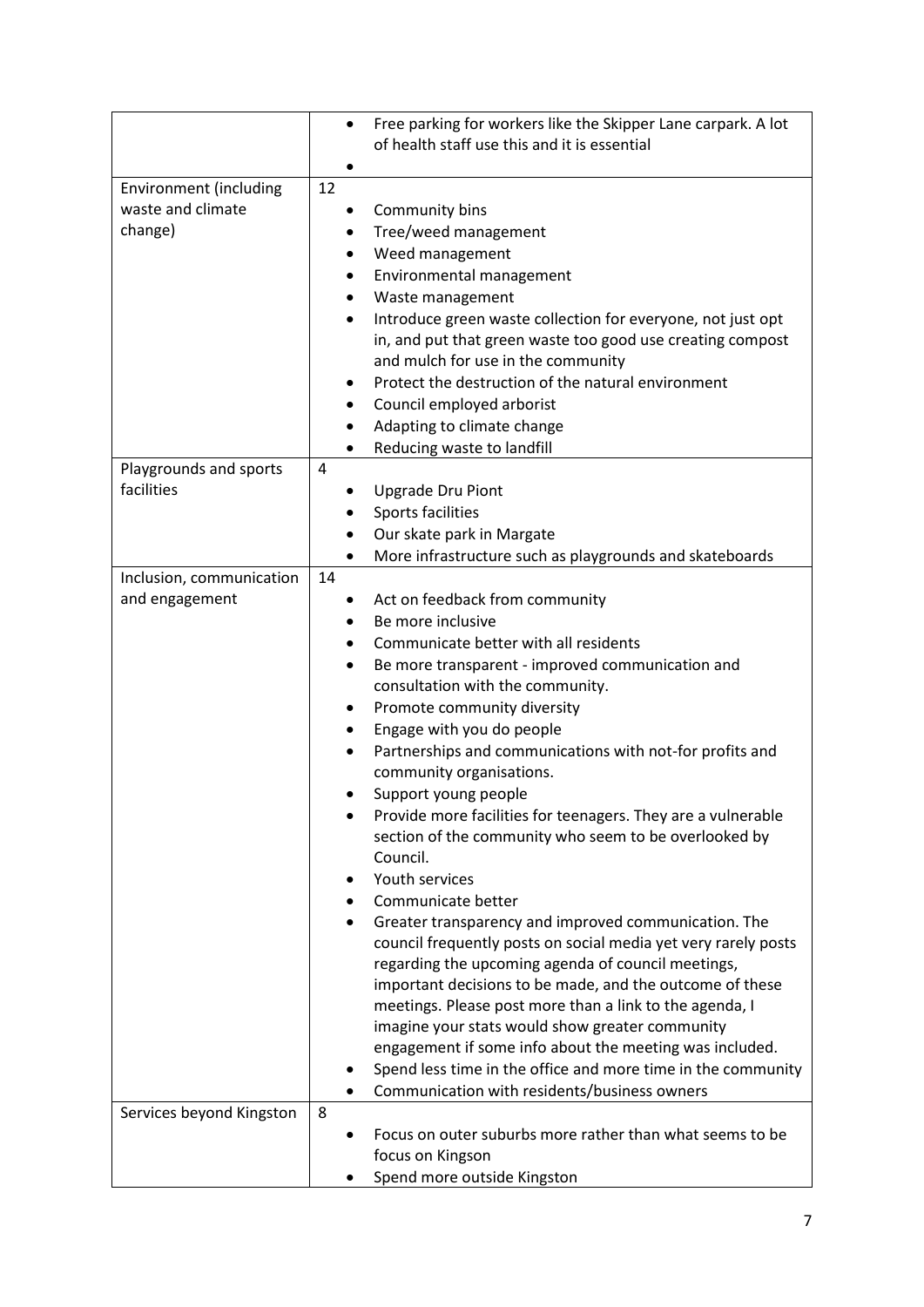| | |
|---|---|
| | • Free parking for workers like the Skipper Lane carpark. A lot of health staff use this and it is essential<br>• |
| Environment (including waste and climate change) | 12<br>• Community bins<br>• Tree/weed management<br>• Weed management<br>• Environmental management<br>• Waste management<br>• Introduce green waste collection for everyone, not just opt in, and put that green waste too good use creating compost and mulch for use in the community<br>• Protect the destruction of the natural environment<br>• Council employed arborist<br>• Adapting to climate change<br>• Reducing waste to landfill |
| Playgrounds and sports facilities | 4<br>• Upgrade Dru Piont<br>• Sports facilities<br>• Our skate park in Margate<br>• More infrastructure such as playgrounds and skateboards |
| Inclusion, communication and engagement | 14<br>• Act on feedback from community<br>• Be more inclusive<br>• Communicate better with all residents<br>• Be more transparent - improved communication and consultation with the community.<br>• Promote community diversity<br>• Engage with you do people<br>• Partnerships and communications with not-for profits and community organisations.<br>• Support young people<br>• Provide more facilities for teenagers. They are a vulnerable section of the community who seem to be overlooked by Council.<br>• Youth services<br>• Communicate better<br>• Greater transparency and improved communication. The council frequently posts on social media yet very rarely posts regarding the upcoming agenda of council meetings, important decisions to be made, and the outcome of these meetings. Please post more than a link to the agenda, I imagine your stats would show greater community engagement if some info about the meeting was included.<br>• Spend less time in the office and more time in the community<br>• Communication with residents/business owners |
| Services beyond Kingston | 8<br>• Focus on outer suburbs more rather than what seems to be focus on Kingson<br>• Spend more outside Kingston |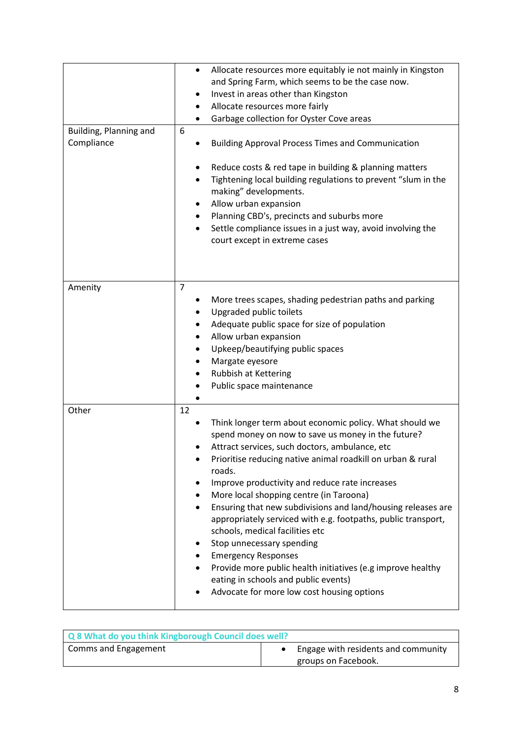| | |
|---|---|
| | • Allocate resources more equitably ie not mainly in Kingston and Spring Farm, which seems to be the case now.<br>• Invest in areas other than Kingston<br>• Allocate resources more fairly<br>• Garbage collection for Oyster Cove areas |
| Building, Planning and Compliance | 6<br>• Building Approval Process Times and Communication<br>• Reduce costs & red tape in building & planning matters<br>• Tightening local building regulations to prevent "slum in the making" developments.<br>• Allow urban expansion<br>• Planning CBD's, precincts and suburbs more<br>• Settle compliance issues in a just way, avoid involving the court except in extreme cases |
| Amenity | 7<br>• More trees scapes, shading pedestrian paths and parking<br>• Upgraded public toilets<br>• Adequate public space for size of population<br>• Allow urban expansion<br>• Upkeep/beautifying public spaces<br>• Margate eyesore<br>• Rubbish at Kettering<br>• Public space maintenance<br>• |
| Other | 12<br>• Think longer term about economic policy. What should we spend money on now to save us money in the future?<br>• Attract services, such doctors, ambulance, etc<br>• Prioritise reducing native animal roadkill on urban & rural roads.<br>• Improve productivity and reduce rate increases<br>• More local shopping centre (in Taroona)<br>• Ensuring that new subdivisions and land/housing releases are appropriately serviced with e.g. footpaths, public transport, schools, medical facilities etc<br>• Stop unnecessary spending<br>• Emergency Responses<br>• Provide more public health initiatives (e.g improve healthy eating in schools and public events)<br>• Advocate for more low cost housing options |

| Q 8 What do you think Kingborough Council does well? | |
|---|---|
| Comms and Engagement | • Engage with residents and community groups on Facebook. |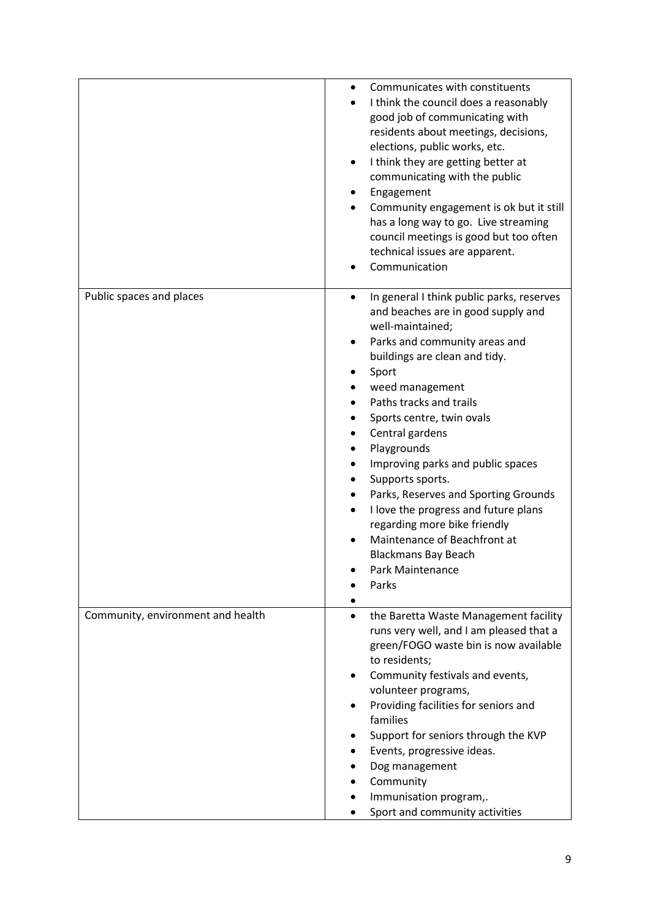| | |
|---|---|
| | • Communicates with constituents<br>• I think the council does a reasonably good job of communicating with residents about meetings, decisions, elections, public works, etc.<br>• I think they are getting better at communicating with the public<br>• Engagement<br>• Community engagement is ok but it still has a long way to go. Live streaming council meetings is good but too often technical issues are apparent.<br>• Communication |
| Public spaces and places | • In general I think public parks, reserves and beaches are in good supply and well-maintained;<br>• Parks and community areas and buildings are clean and tidy.<br>• Sport<br>• weed management<br>• Paths tracks and trails<br>• Sports centre, twin ovals<br>• Central gardens<br>• Playgrounds<br>• Improving parks and public spaces<br>• Supports sports.<br>• Parks, Reserves and Sporting Grounds<br>• I love the progress and future plans regarding more bike friendly<br>• Maintenance of Beachfront at Blackmans Bay Beach<br>• Park Maintenance<br>• Parks<br>• |
| Community, environment and health | • the Baretta Waste Management facility runs very well, and I am pleased that a green/FOGO waste bin is now available to residents;<br>• Community festivals and events, volunteer programs,<br>• Providing facilities for seniors and families<br>• Support for seniors through the KVP<br>• Events, progressive ideas.<br>• Dog management<br>• Community<br>• Immunisation program,.<br>• Sport and community activities |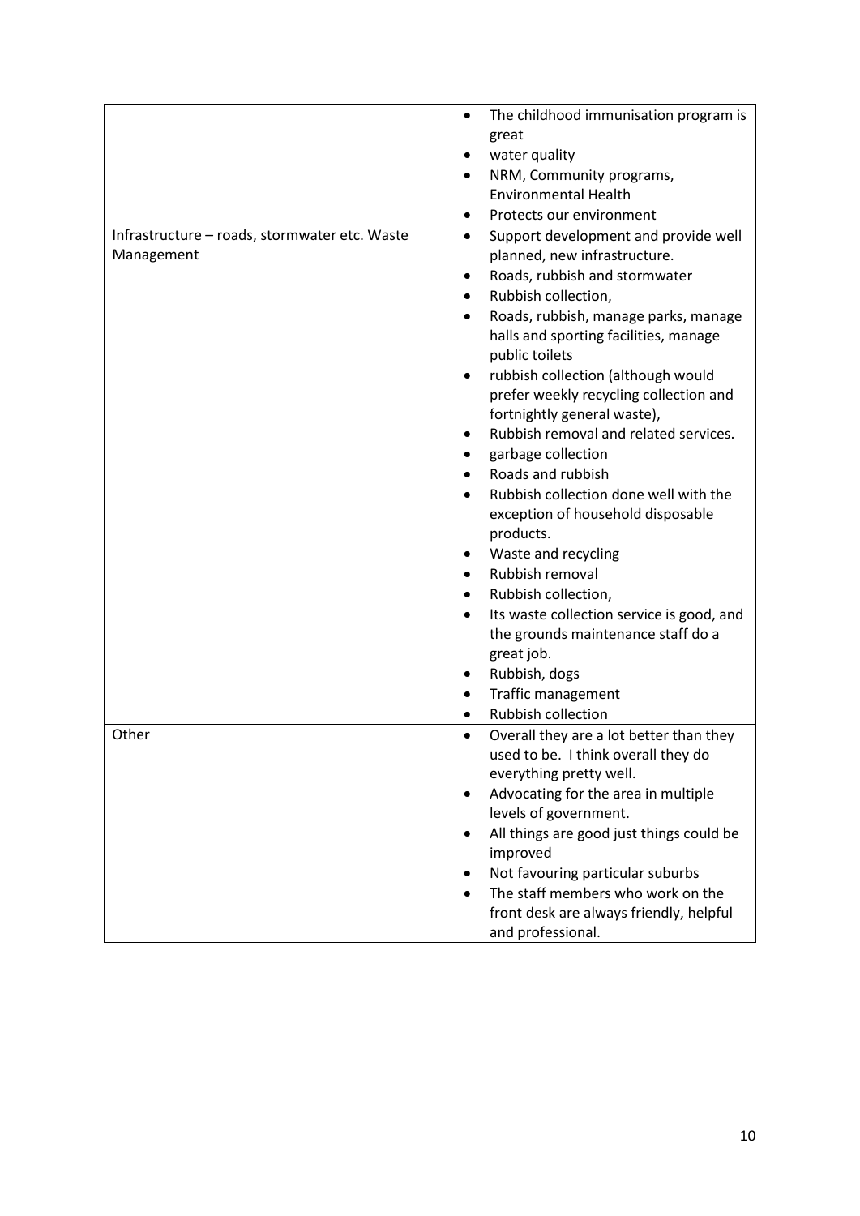| | |
|---|---|
| | • The childhood immunisation program is great<br>• water quality<br>• NRM, Community programs, Environmental Health<br>• Protects our environment |
| Infrastructure – roads, stormwater etc. Waste Management | • Support development and provide well planned, new infrastructure.<br>• Roads, rubbish and stormwater<br>• Rubbish collection,<br>• Roads, rubbish, manage parks, manage halls and sporting facilities, manage public toilets<br>• rubbish collection (although would prefer weekly recycling collection and fortnightly general waste),<br>• Rubbish removal and related services.<br>• garbage collection<br>• Roads and rubbish<br>• Rubbish collection done well with the exception of household disposable products.<br>• Waste and recycling<br>• Rubbish removal<br>• Rubbish collection,<br>• Its waste collection service is good, and the grounds maintenance staff do a great job.<br>• Rubbish, dogs<br>• Traffic management<br>• Rubbish collection |
| Other | • Overall they are a lot better than they used to be. I think overall they do everything pretty well.<br>• Advocating for the area in multiple levels of government.<br>• All things are good just things could be improved<br>• Not favouring particular suburbs<br>• The staff members who work on the front desk are always friendly, helpful and professional. |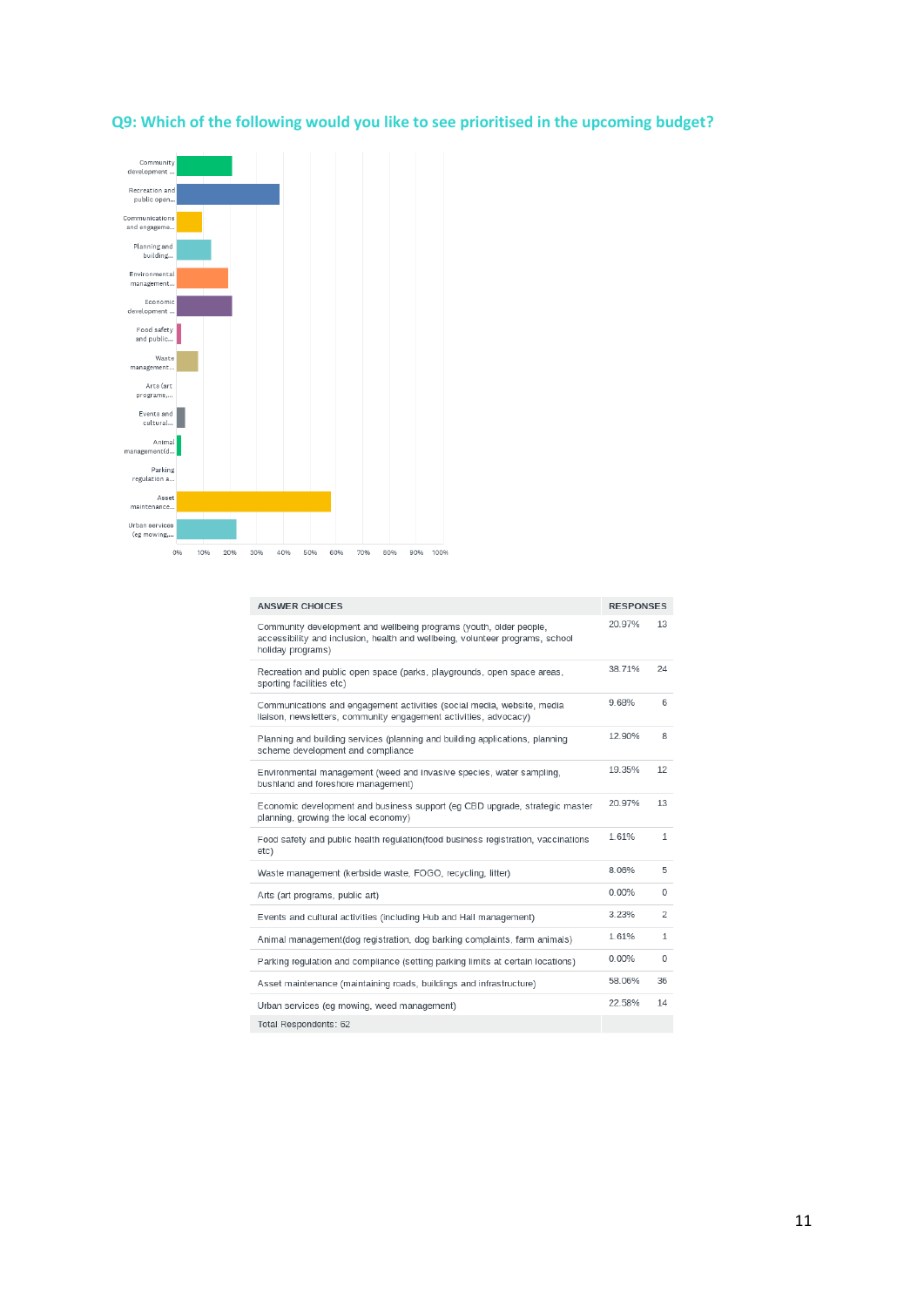## Q9: Which of the following would you like to see prioritised in the upcoming budget?

| ANSWER CHOICES | RESPONSES | |
|---|---|---|
| Community development and wellbeing programs (youth, older people, accessibility and inclusion, health and wellbeing, volunteer programs, school holiday programs) | 20.97% | 13 |
| Recreation and public open space (parks, playgrounds, open space areas, sporting facilities etc) | 38.71% | 24 |
| Communications and engagement activities (social media, website, media liaison, newsletters, community engagement activities, advocacy) | 9.68% | 6 |
| Planning and building services (planning and building applications, planning scheme development and compliance | 12.90% | 8 |
| Environmental management (weed and invasive species, water sampling, bushland and foreshore management) | 19.35% | 12 |
| Economic development and business support (eg CBD upgrade, strategic master planning, growing the local economy) | 20.97% | 13 |
| Food safety and public health regulation(food business registration, vaccinations etc) | 1.61% | 1 |
| Waste management (kerbside waste, FOGO, recycling, litter) | 8.06% | 5 |
| Arts (art programs, public art) | 0.00% | 0 |
| Events and cultural activities (including Hub and Hall management) | 3.23% | 2 |
| Animal management(dog registration, dog barking complaints, farm animals) | 1.61% | 1 |
| Parking regulation and compliance (setting parking limits at certain locations) | 0.00% | 0 |
| Asset maintenance (maintaining roads, buildings and infrastructure) | 58.06% | 36 |
| Urban services (eg mowing, weed management) | 22.58% | 14 |
| Total Respondents: 62 | | |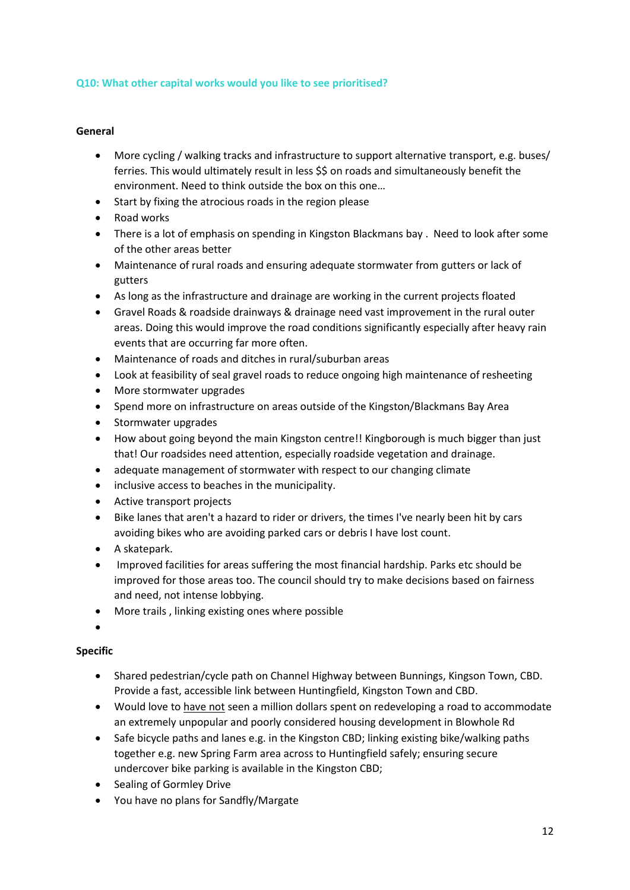### Q10: What other capital works would you like to see prioritised?

**General**

- More cycling / walking tracks and infrastructure to support alternative transport, e.g. buses/ ferries. This would ultimately result in less $$ on roads and simultaneously benefit the environment. Need to think outside the box on this one…
- Start by fixing the atrocious roads in the region please
- Road works
- There is a lot of emphasis on spending in Kingston Blackmans bay . Need to look after some of the other areas better
- Maintenance of rural roads and ensuring adequate stormwater from gutters or lack of gutters
- As long as the infrastructure and drainage are working in the current projects floated
- Gravel Roads & roadside drainways & drainage need vast improvement in the rural outer areas. Doing this would improve the road conditions significantly especially after heavy rain events that are occurring far more often.
- Maintenance of roads and ditches in rural/suburban areas
- Look at feasibility of seal gravel roads to reduce ongoing high maintenance of resheeting
- More stormwater upgrades
- Spend more on infrastructure on areas outside of the Kingston/Blackmans Bay Area
- Stormwater upgrades
- How about going beyond the main Kingston centre!! Kingborough is much bigger than just that! Our roadsides need attention, especially roadside vegetation and drainage.
- adequate management of stormwater with respect to our changing climate
- inclusive access to beaches in the municipality.
- Active transport projects
- Bike lanes that aren't a hazard to rider or drivers, the times I've nearly been hit by cars avoiding bikes who are avoiding parked cars or debris I have lost count.
- A skatepark.
- Improved facilities for areas suffering the most financial hardship. Parks etc should be improved for those areas too. The council should try to make decisions based on fairness and need, not intense lobbying.
- More trails , linking existing ones where possible

**Specific**

- Shared pedestrian/cycle path on Channel Highway between Bunnings, Kingson Town, CBD. Provide a fast, accessible link between Huntingfield, Kingston Town and CBD.
- Would love to have not seen a million dollars spent on redeveloping a road to accommodate an extremely unpopular and poorly considered housing development in Blowhole Rd
- Safe bicycle paths and lanes e.g. in the Kingston CBD; linking existing bike/walking paths together e.g. new Spring Farm area across to Huntingfield safely; ensuring secure undercover bike parking is available in the Kingston CBD;
- Sealing of Gormley Drive
- You have no plans for Sandfly/Margate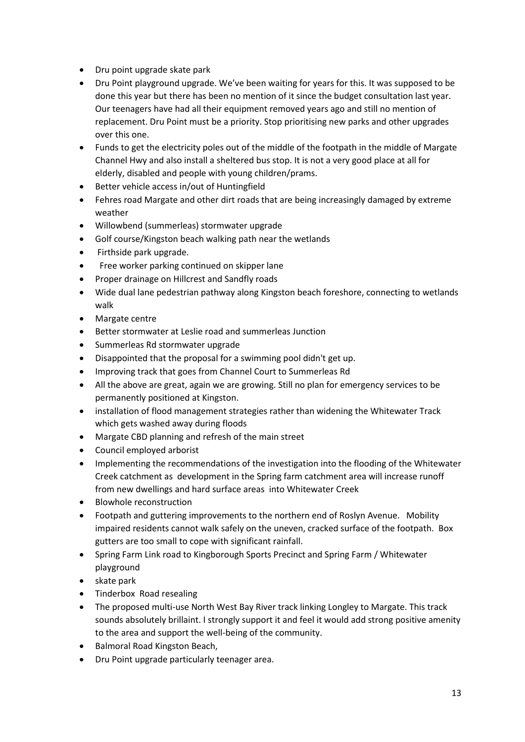- Dru point upgrade skate park
- Dru Point playground upgrade. We've been waiting for years for this. It was supposed to be done this year but there has been no mention of it since the budget consultation last year. Our teenagers have had all their equipment removed years ago and still no mention of replacement. Dru Point must be a priority. Stop prioritising new parks and other upgrades over this one.
- Funds to get the electricity poles out of the middle of the footpath in the middle of Margate Channel Hwy and also install a sheltered bus stop. It is not a very good place at all for elderly, disabled and people with young children/prams.
- Better vehicle access in/out of Huntingfield
- Fehres road Margate and other dirt roads that are being increasingly damaged by extreme weather
- Willowbend (summerleas) stormwater upgrade
- Golf course/Kingston beach walking path near the wetlands
- Firthside park upgrade.
- Free worker parking continued on skipper lane
- Proper drainage on Hillcrest and Sandfly roads
- Wide dual lane pedestrian pathway along Kingston beach foreshore, connecting to wetlands walk
- Margate centre
- Better stormwater at Leslie road and summerleas Junction
- Summerleas Rd stormwater upgrade
- Disappointed that the proposal for a swimming pool didn't get up.
- Improving track that goes from Channel Court to Summerleas Rd
- All the above are great, again we are growing. Still no plan for emergency services to be permanently positioned at Kingston.
- installation of flood management strategies rather than widening the Whitewater Track which gets washed away during floods
- Margate CBD planning and refresh of the main street
- Council employed arborist
- Implementing the recommendations of the investigation into the flooding of the Whitewater Creek catchment as development in the Spring farm catchment area will increase runoff from new dwellings and hard surface areas into Whitewater Creek
- Blowhole reconstruction
- Footpath and guttering improvements to the northern end of Roslyn Avenue. Mobility impaired residents cannot walk safely on the uneven, cracked surface of the footpath. Box gutters are too small to cope with significant rainfall.
- Spring Farm Link road to Kingborough Sports Precinct and Spring Farm / Whitewater playground
- skate park
- Tinderbox Road resealing
- The proposed multi-use North West Bay River track linking Longley to Margate. This track sounds absolutely brillaint. I strongly support it and feel it would add strong positive amenity to the area and support the well-being of the community.
- Balmoral Road Kingston Beach,
- Dru Point upgrade particularly teenager area.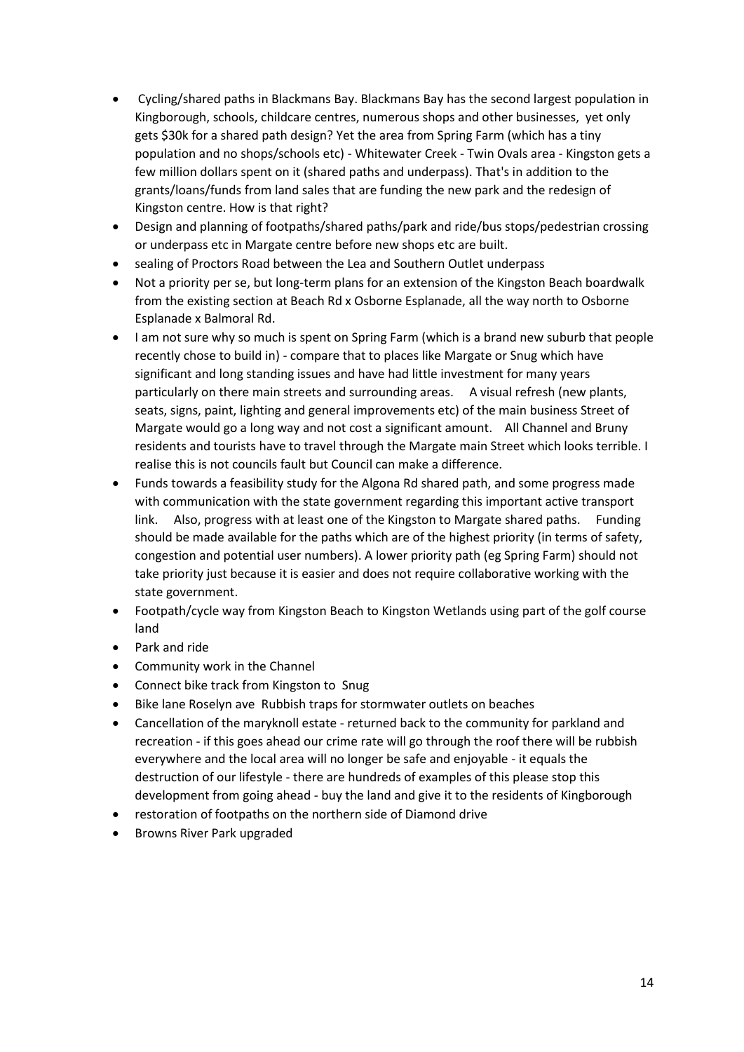- Cycling/shared paths in Blackmans Bay. Blackmans Bay has the second largest population in Kingborough, schools, childcare centres, numerous shops and other businesses, yet only gets $30k for a shared path design? Yet the area from Spring Farm (which has a tiny population and no shops/schools etc) - Whitewater Creek - Twin Ovals area - Kingston gets a few million dollars spent on it (shared paths and underpass). That's in addition to the grants/loans/funds from land sales that are funding the new park and the redesign of Kingston centre. How is that right?
- Design and planning of footpaths/shared paths/park and ride/bus stops/pedestrian crossing or underpass etc in Margate centre before new shops etc are built.
- sealing of Proctors Road between the Lea and Southern Outlet underpass
- Not a priority per se, but long-term plans for an extension of the Kingston Beach boardwalk from the existing section at Beach Rd x Osborne Esplanade, all the way north to Osborne Esplanade x Balmoral Rd.
- I am not sure why so much is spent on Spring Farm (which is a brand new suburb that people recently chose to build in) - compare that to places like Margate or Snug which have significant and long standing issues and have had little investment for many years particularly on there main streets and surrounding areas. A visual refresh (new plants, seats, signs, paint, lighting and general improvements etc) of the main business Street of Margate would go a long way and not cost a significant amount. All Channel and Bruny residents and tourists have to travel through the Margate main Street which looks terrible. I realise this is not councils fault but Council can make a difference.
- Funds towards a feasibility study for the Algona Rd shared path, and some progress made with communication with the state government regarding this important active transport link. Also, progress with at least one of the Kingston to Margate shared paths. Funding should be made available for the paths which are of the highest priority (in terms of safety, congestion and potential user numbers). A lower priority path (eg Spring Farm) should not take priority just because it is easier and does not require collaborative working with the state government.
- Footpath/cycle way from Kingston Beach to Kingston Wetlands using part of the golf course land
- Park and ride
- Community work in the Channel
- Connect bike track from Kingston to Snug
- Bike lane Roselyn ave Rubbish traps for stormwater outlets on beaches
- Cancellation of the maryknoll estate - returned back to the community for parkland and recreation - if this goes ahead our crime rate will go through the roof there will be rubbish everywhere and the local area will no longer be safe and enjoyable - it equals the destruction of our lifestyle - there are hundreds of examples of this please stop this development from going ahead - buy the land and give it to the residents of Kingborough
- restoration of footpaths on the northern side of Diamond drive
- Browns River Park upgraded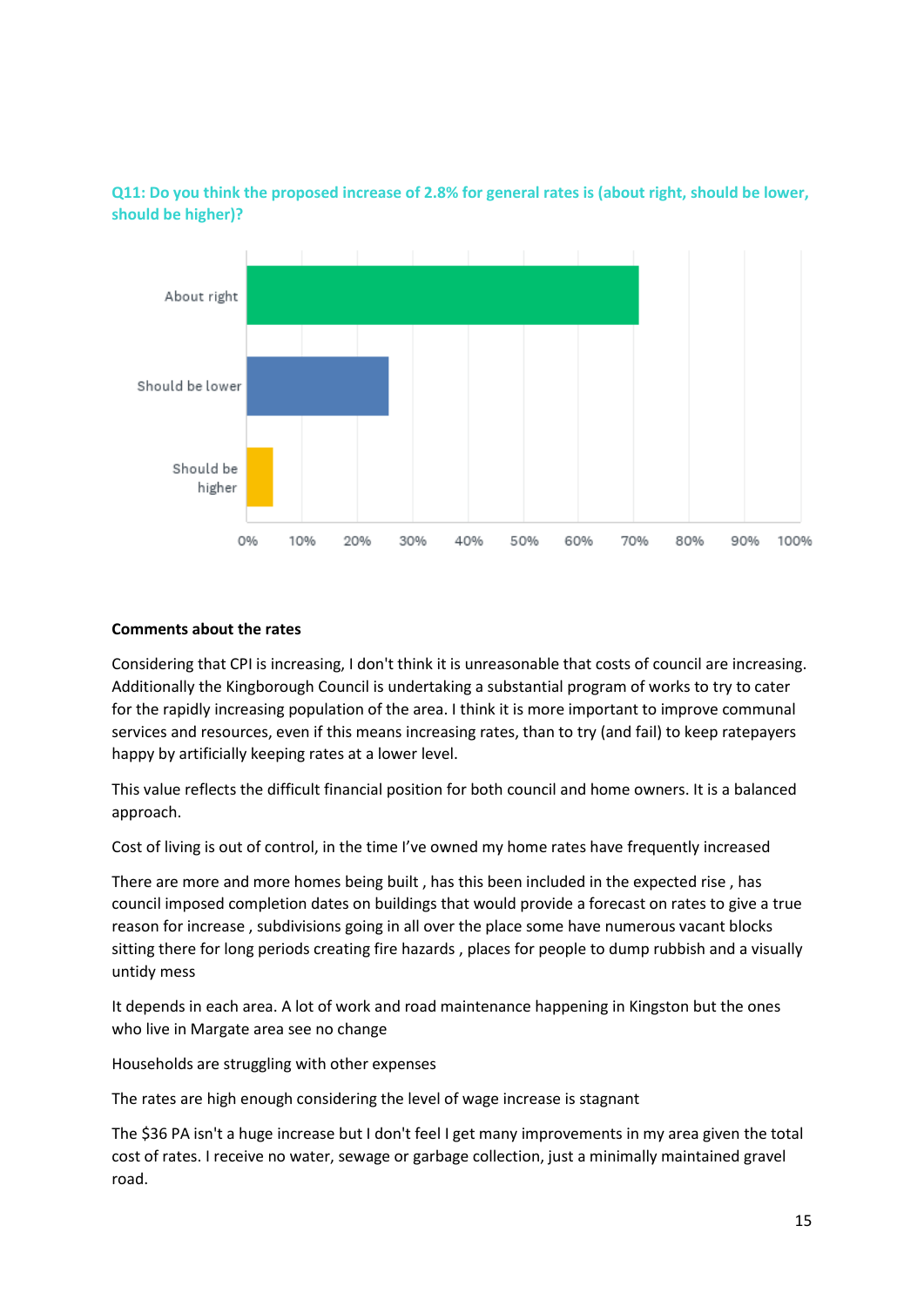**Q11: Do you think the proposed increase of 2.8% for general rates is (about right, should be lower, should be higher)?**

About right

Should be lower

Should be higher

0% 10% 20% 30% 40% 50% 60% 70% 80% 90% 100%

**Comments about the rates**

Considering that CPI is increasing, I don't think it is unreasonable that costs of council are increasing. Additionally the Kingborough Council is undertaking a substantial program of works to try to cater for the rapidly increasing population of the area. I think it is more important to improve communal services and resources, even if this means increasing rates, than to try (and fail) to keep ratepayers happy by artificially keeping rates at a lower level.

This value reflects the difficult financial position for both council and home owners. It is a balanced approach.

Cost of living is out of control, in the time I've owned my home rates have frequently increased

There are more and more homes being built , has this been included in the expected rise , has council imposed completion dates on buildings that would provide a forecast on rates to give a true reason for increase , subdivisions going in all over the place some have numerous vacant blocks sitting there for long periods creating fire hazards , places for people to dump rubbish and a visually untidy mess

It depends in each area. A lot of work and road maintenance happening in Kingston but the ones who live in Margate area see no change

Households are struggling with other expenses

The rates are high enough considering the level of wage increase is stagnant

The $36 PA isn't a huge increase but I don't feel I get many improvements in my area given the total cost of rates. I receive no water, sewage or garbage collection, just a minimally maintained gravel road.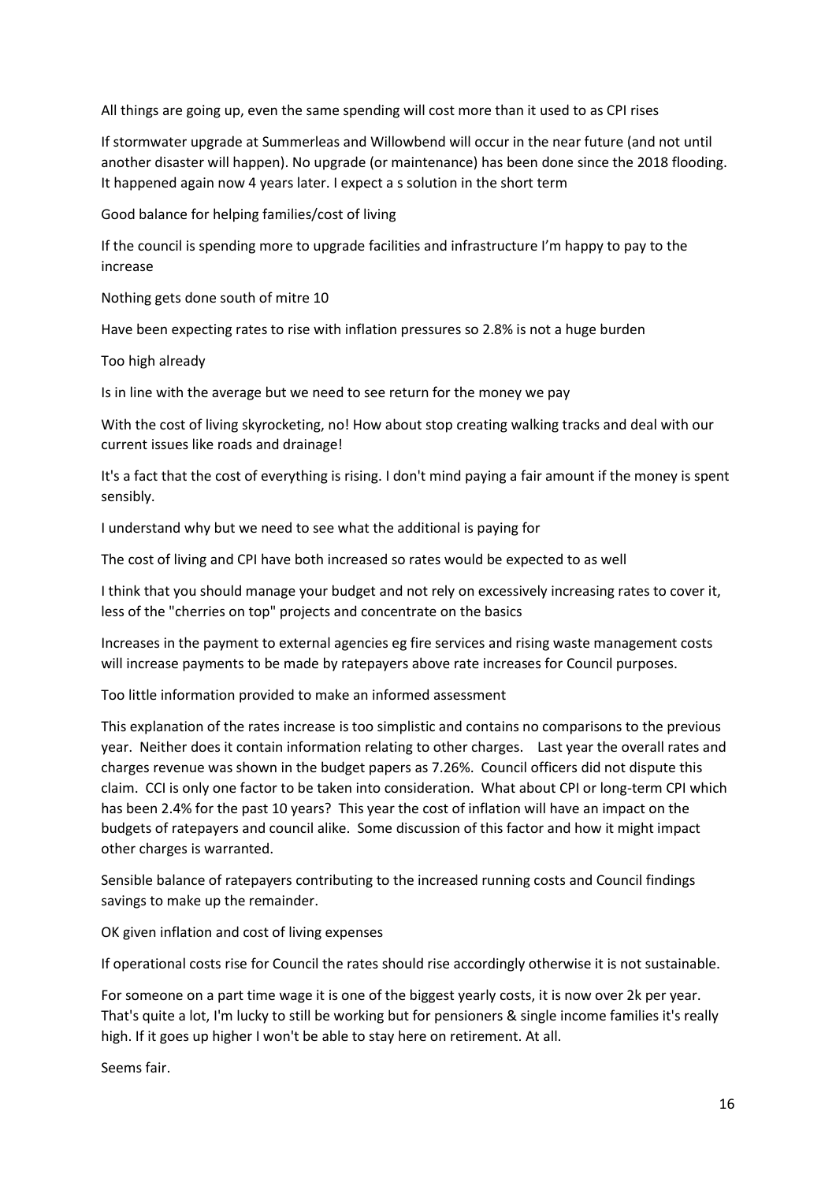All things are going up, even the same spending will cost more than it used to as CPI rises

If stormwater upgrade at Summerleas and Willowbend will occur in the near future (and not until another disaster will happen). No upgrade (or maintenance) has been done since the 2018 flooding. It happened again now 4 years later. I expect a s solution in the short term

Good balance for helping families/cost of living

If the council is spending more to upgrade facilities and infrastructure I'm happy to pay to the increase

Nothing gets done south of mitre 10

Have been expecting rates to rise with inflation pressures so 2.8% is not a huge burden

Too high already

Is in line with the average but we need to see return for the money we pay

With the cost of living skyrocketing, no! How about stop creating walking tracks and deal with our current issues like roads and drainage!

It's a fact that the cost of everything is rising. I don't mind paying a fair amount if the money is spent sensibly.

I understand why but we need to see what the additional is paying for

The cost of living and CPI have both increased so rates would be expected to as well

I think that you should manage your budget and not rely on excessively increasing rates to cover it, less of the "cherries on top" projects and concentrate on the basics

Increases in the payment to external agencies eg fire services and rising waste management costs will increase payments to be made by ratepayers above rate increases for Council purposes.

Too little information provided to make an informed assessment

This explanation of the rates increase is too simplistic and contains no comparisons to the previous year. Neither does it contain information relating to other charges. Last year the overall rates and charges revenue was shown in the budget papers as 7.26%. Council officers did not dispute this claim. CCI is only one factor to be taken into consideration. What about CPI or long-term CPI which has been 2.4% for the past 10 years? This year the cost of inflation will have an impact on the budgets of ratepayers and council alike. Some discussion of this factor and how it might impact other charges is warranted.

Sensible balance of ratepayers contributing to the increased running costs and Council findings savings to make up the remainder.

OK given inflation and cost of living expenses

If operational costs rise for Council the rates should rise accordingly otherwise it is not sustainable.

For someone on a part time wage it is one of the biggest yearly costs, it is now over 2k per year. That's quite a lot, I'm lucky to still be working but for pensioners & single income families it's really high. If it goes up higher I won't be able to stay here on retirement. At all.

Seems fair.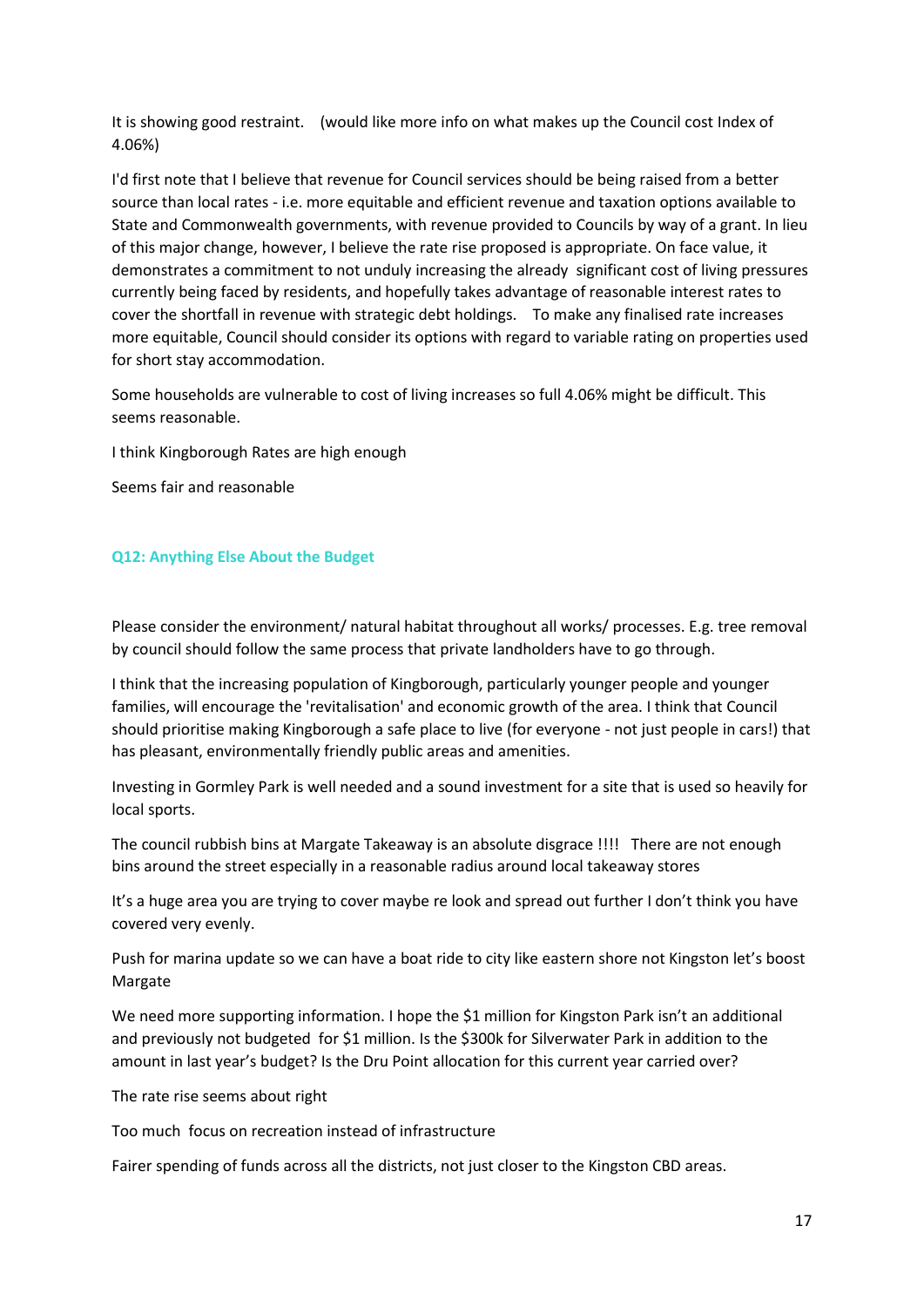It is showing good restraint.   (would like more info on what makes up the Council cost Index of 4.06%)

I'd first note that I believe that revenue for Council services should be being raised from a better source than local rates - i.e. more equitable and efficient revenue and taxation options available to State and Commonwealth governments, with revenue provided to Councils by way of a grant. In lieu of this major change, however, I believe the rate rise proposed is appropriate. On face value, it demonstrates a commitment to not unduly increasing the already  significant cost of living pressures currently being faced by residents, and hopefully takes advantage of reasonable interest rates to cover the shortfall in revenue with strategic debt holdings.   To make any finalised rate increases more equitable, Council should consider its options with regard to variable rating on properties used for short stay accommodation.

Some households are vulnerable to cost of living increases so full 4.06% might be difficult. This seems reasonable.

I think Kingborough Rates are high enough

Seems fair and reasonable

### Q12: Anything Else About the Budget

Please consider the environment/ natural habitat throughout all works/ processes. E.g. tree removal by council should follow the same process that private landholders have to go through.

I think that the increasing population of Kingborough, particularly younger people and younger families, will encourage the 'revitalisation' and economic growth of the area. I think that Council should prioritise making Kingborough a safe place to live (for everyone - not just people in cars!) that has pleasant, environmentally friendly public areas and amenities.

Investing in Gormley Park is well needed and a sound investment for a site that is used so heavily for local sports.

The council rubbish bins at Margate Takeaway is an absolute disgrace !!!!   There are not enough bins around the street especially in a reasonable radius around local takeaway stores

It's a huge area you are trying to cover maybe re look and spread out further I don't think you have covered very evenly.

Push for marina update so we can have a boat ride to city like eastern shore not Kingston let's boost Margate

We need more supporting information. I hope the $1 million for Kingston Park isn't an additional and previously not budgeted  for $1 million. Is the $300k for Silverwater Park in addition to the amount in last year's budget? Is the Dru Point allocation for this current year carried over?

The rate rise seems about right

Too much  focus on recreation instead of infrastructure

Fairer spending of funds across all the districts, not just closer to the Kingston CBD areas.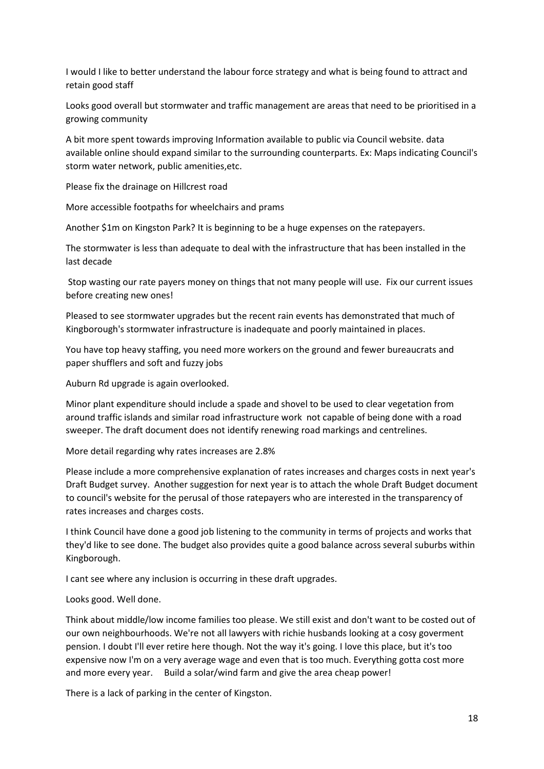I would I like to better understand the labour force strategy and what is being found to attract and retain good staff

Looks good overall but stormwater and traffic management are areas that need to be prioritised in a growing community

A bit more spent towards improving Information available to public via Council website. data available online should expand similar to the surrounding counterparts. Ex: Maps indicating Council's storm water network, public amenities,etc.

Please fix the drainage on Hillcrest road

More accessible footpaths for wheelchairs and prams

Another $1m on Kingston Park? It is beginning to be a huge expenses on the ratepayers.

The stormwater is less than adequate to deal with the infrastructure that has been installed in the last decade

Stop wasting our rate payers money on things that not many people will use. Fix our current issues before creating new ones!

Pleased to see stormwater upgrades but the recent rain events has demonstrated that much of Kingborough's stormwater infrastructure is inadequate and poorly maintained in places.

You have top heavy staffing, you need more workers on the ground and fewer bureaucrats and paper shufflers and soft and fuzzy jobs

Auburn Rd upgrade is again overlooked.

Minor plant expenditure should include a spade and shovel to be used to clear vegetation from around traffic islands and similar road infrastructure work not capable of being done with a road sweeper. The draft document does not identify renewing road markings and centrelines.

More detail regarding why rates increases are 2.8%

Please include a more comprehensive explanation of rates increases and charges costs in next year's Draft Budget survey. Another suggestion for next year is to attach the whole Draft Budget document to council's website for the perusal of those ratepayers who are interested in the transparency of rates increases and charges costs.

I think Council have done a good job listening to the community in terms of projects and works that they'd like to see done. The budget also provides quite a good balance across several suburbs within Kingborough.

I cant see where any inclusion is occurring in these draft upgrades.

Looks good. Well done.

Think about middle/low income families too please. We still exist and don't want to be costed out of our own neighbourhoods. We're not all lawyers with richie husbands looking at a cosy goverment pension. I doubt I'll ever retire here though. Not the way it's going. I love this place, but it's too expensive now I'm on a very average wage and even that is too much. Everything gotta cost more and more every year. Build a solar/wind farm and give the area cheap power!

There is a lack of parking in the center of Kingston.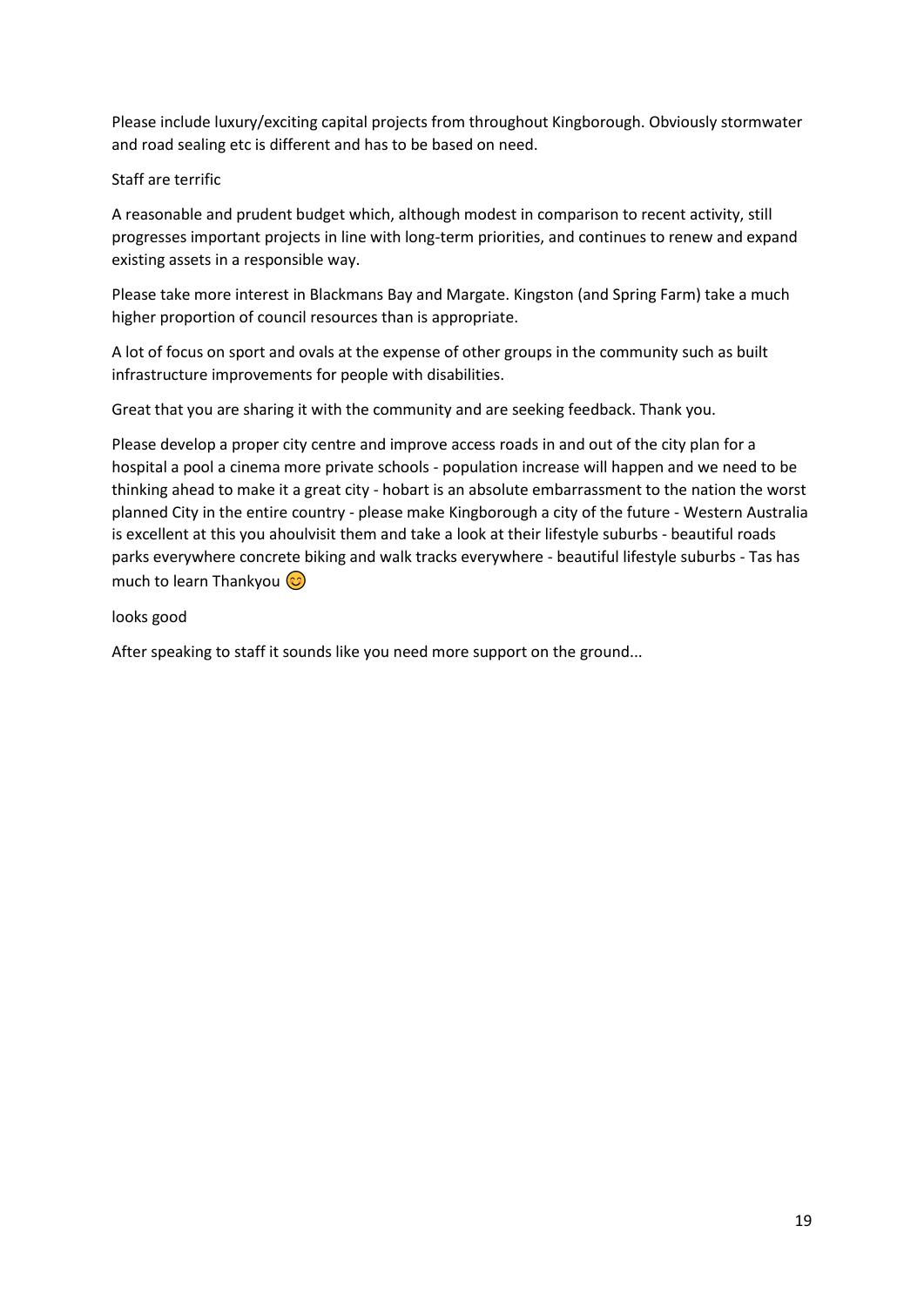Please include luxury/exciting capital projects from throughout Kingborough. Obviously stormwater and road sealing etc is different and has to be based on need.

Staff are terrific

A reasonable and prudent budget which, although modest in comparison to recent activity, still progresses important projects in line with long-term priorities, and continues to renew and expand existing assets in a responsible way.

Please take more interest in Blackmans Bay and Margate. Kingston (and Spring Farm) take a much higher proportion of council resources than is appropriate.

A lot of focus on sport and ovals at the expense of other groups in the community such as built infrastructure improvements for people with disabilities.

Great that you are sharing it with the community and are seeking feedback. Thank you.

Please develop a proper city centre and improve access roads in and out of the city plan for a hospital a pool a cinema more private schools - population increase will happen and we need to be thinking ahead to make it a great city - hobart is an absolute embarrassment to the nation the worst planned City in the entire country - please make Kingborough a city of the future - Western Australia is excellent at this you ahoulvisit them and take a look at their lifestyle suburbs - beautiful roads parks everywhere concrete biking and walk tracks everywhere - beautiful lifestyle suburbs - Tas has much to learn Thankyou 😊

looks good

After speaking to staff it sounds like you need more support on the ground...